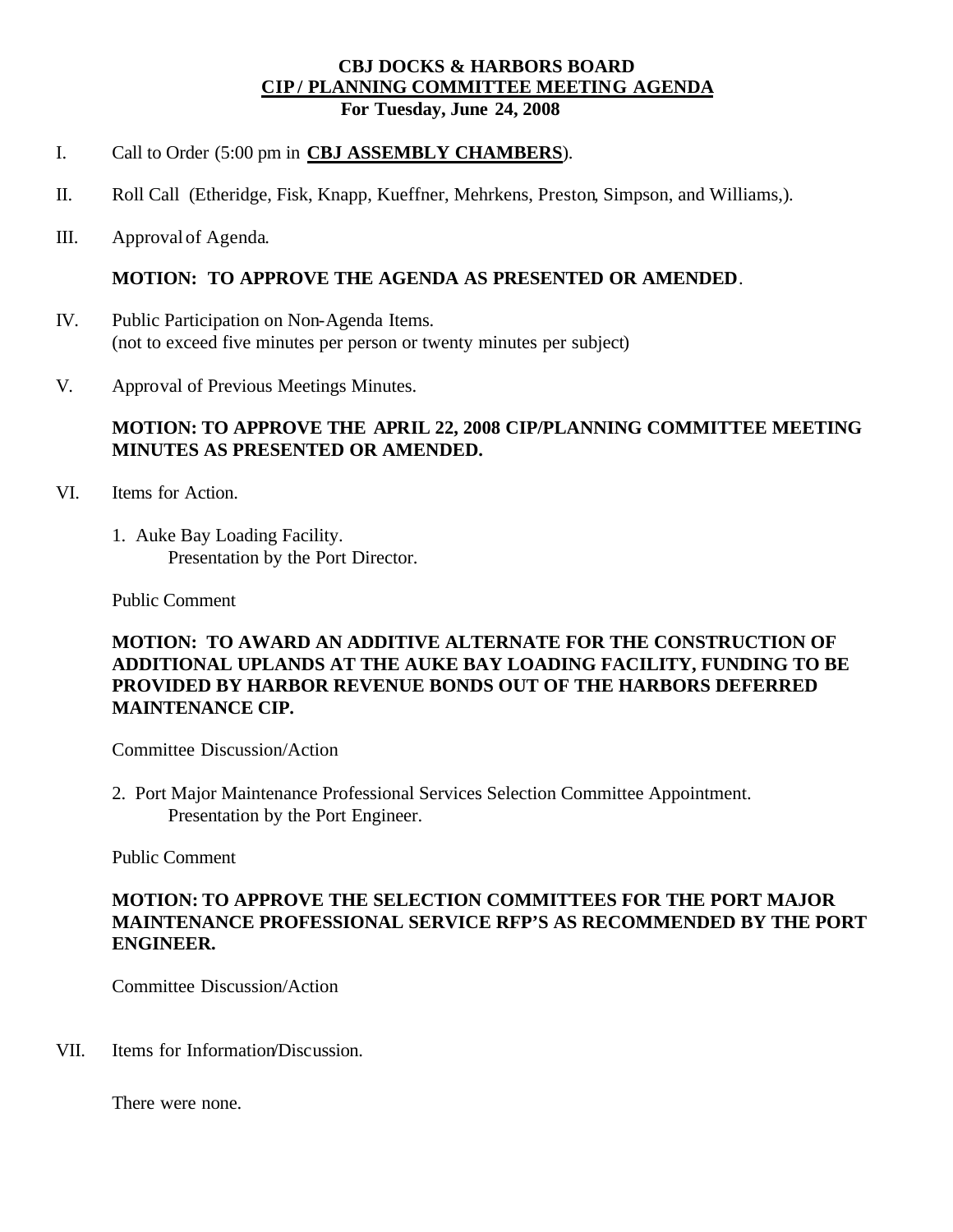# CBJ DOCKS & HARBORS BOARD
## CIP / PLANNING COMMITTEE MEETING AGENDA
### For Tuesday, June 24, 2008

I. Call to Order (5:00 pm in **CBJ ASSEMBLY CHAMBERS**).

II. Roll Call (Etheridge, Fisk, Knapp, Kueffner, Mehrkens, Preston, Simpson, and Williams,).

III. Approval of Agenda.

**MOTION: TO APPROVE THE AGENDA AS PRESENTED OR AMENDED**.

IV. Public Participation on Non-Agenda Items.
(not to exceed five minutes per person or twenty minutes per subject)

V. Approval of Previous Meetings Minutes.

**MOTION: TO APPROVE THE APRIL 22, 2008 CIP/PLANNING COMMITTEE MEETING MINUTES AS PRESENTED OR AMENDED.**

VI. Items for Action.

1. Auke Bay Loading Facility.
   Presentation by the Port Director.

Public Comment

**MOTION: TO AWARD AN ADDITIVE ALTERNATE FOR THE CONSTRUCTION OF ADDITIONAL UPLANDS AT THE AUKE BAY LOADING FACILITY, FUNDING TO BE PROVIDED BY HARBOR REVENUE BONDS OUT OF THE HARBORS DEFERRED MAINTENANCE CIP.**

Committee Discussion/Action

2. Port Major Maintenance Professional Services Selection Committee Appointment.
   Presentation by the Port Engineer.

Public Comment

**MOTION: TO APPROVE THE SELECTION COMMITTEES FOR THE PORT MAJOR MAINTENANCE PROFESSIONAL SERVICE RFP'S AS RECOMMENDED BY THE PORT ENGINEER.**

Committee Discussion/Action

VII. Items for Information/Discussion.

There were none.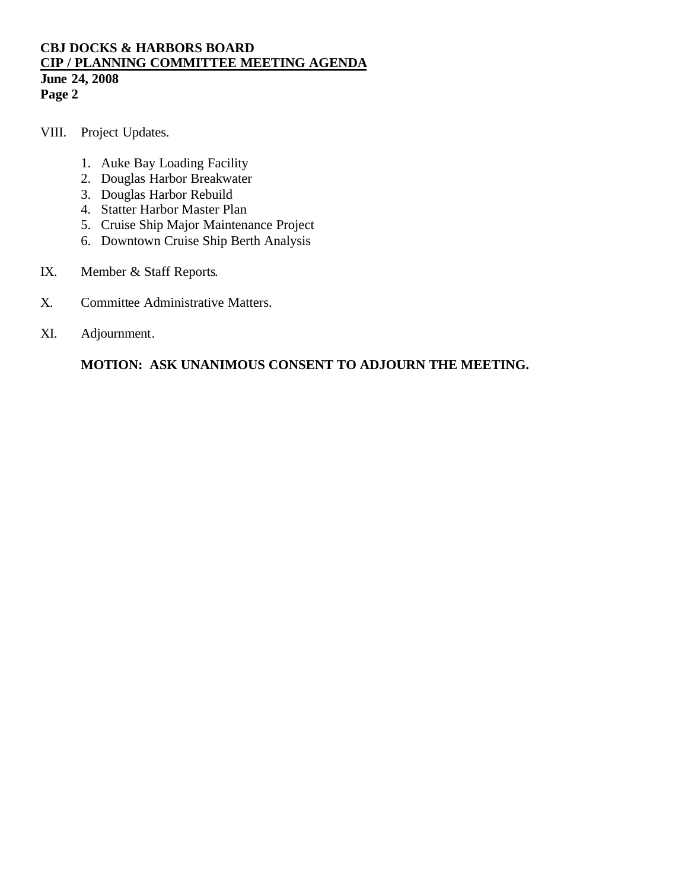VIII. Project Updates.

1. Auke Bay Loading Facility
2. Douglas Harbor Breakwater
3. Douglas Harbor Rebuild
4. Statter Harbor Master Plan
5. Cruise Ship Major Maintenance Project
6. Downtown Cruise Ship Berth Analysis

IX. Member & Staff Reports.

X. Committee Administrative Matters.

XI. Adjournment.

**MOTION: ASK UNANIMOUS CONSENT TO ADJOURN THE MEETING.**